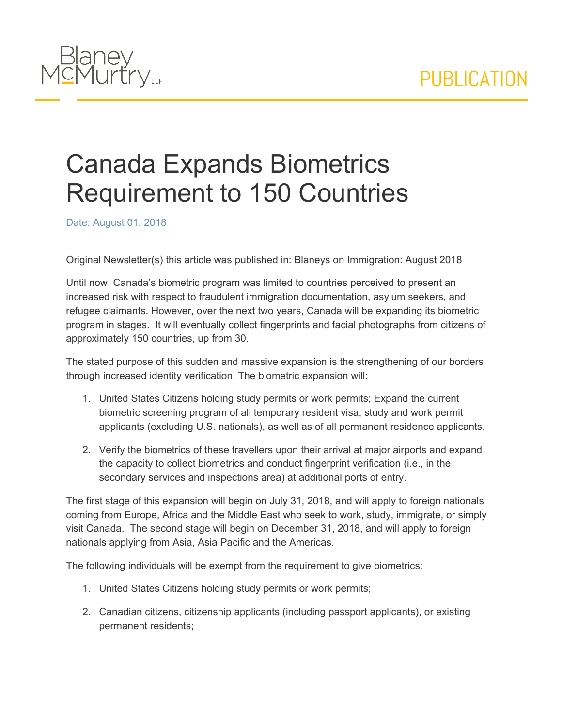Blaney McMurtry LLP

PUBLICATION

# Canada Expands Biometrics Requirement to 150 Countries

Date: August 01, 2018

Original Newsletter(s) this article was published in: Blaneys on Immigration: August 2018

Until now, Canada's biometric program was limited to countries perceived to present an increased risk with respect to fraudulent immigration documentation, asylum seekers, and refugee claimants. However, over the next two years, Canada will be expanding its biometric program in stages. It will eventually collect fingerprints and facial photographs from citizens of approximately 150 countries, up from 30.

The stated purpose of this sudden and massive expansion is the strengthening of our borders through increased identity verification. The biometric expansion will:

1. United States Citizens holding study permits or work permits; Expand the current biometric screening program of all temporary resident visa, study and work permit applicants (excluding U.S. nationals), as well as of all permanent residence applicants.
2. Verify the biometrics of these travellers upon their arrival at major airports and expand the capacity to collect biometrics and conduct fingerprint verification (i.e., in the secondary services and inspections area) at additional ports of entry.

The first stage of this expansion will begin on July 31, 2018, and will apply to foreign nationals coming from Europe, Africa and the Middle East who seek to work, study, immigrate, or simply visit Canada. The second stage will begin on December 31, 2018, and will apply to foreign nationals applying from Asia, Asia Pacific and the Americas.

The following individuals will be exempt from the requirement to give biometrics:

1. United States Citizens holding study permits or work permits;
2. Canadian citizens, citizenship applicants (including passport applicants), or existing permanent residents;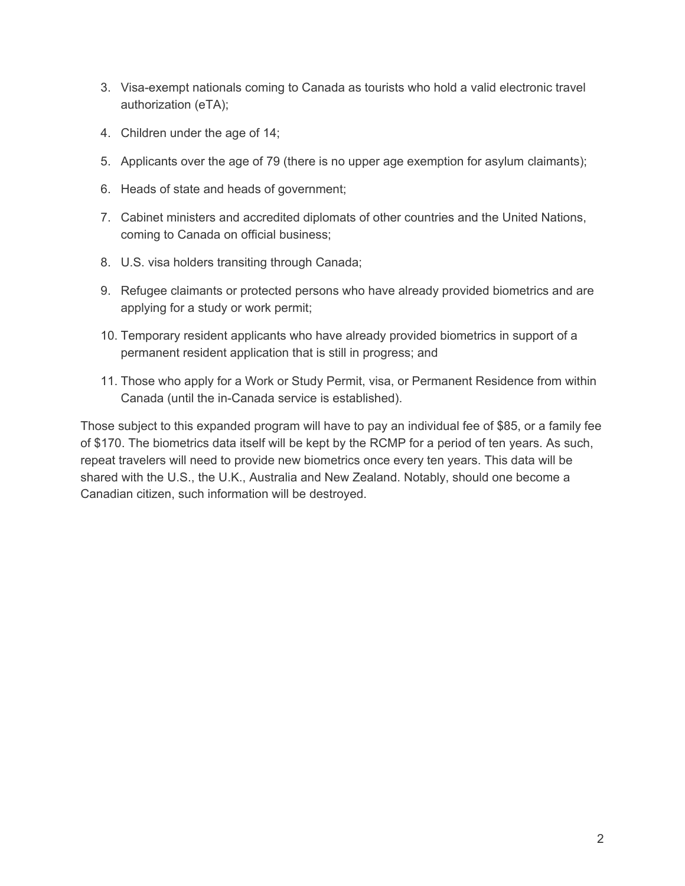3. Visa-exempt nationals coming to Canada as tourists who hold a valid electronic travel authorization (eTA);
4. Children under the age of 14;
5. Applicants over the age of 79 (there is no upper age exemption for asylum claimants);
6. Heads of state and heads of government;
7. Cabinet ministers and accredited diplomats of other countries and the United Nations, coming to Canada on official business;
8. U.S. visa holders transiting through Canada;
9. Refugee claimants or protected persons who have already provided biometrics and are applying for a study or work permit;
10. Temporary resident applicants who have already provided biometrics in support of a permanent resident application that is still in progress; and
11. Those who apply for a Work or Study Permit, visa, or Permanent Residence from within Canada (until the in-Canada service is established).

Those subject to this expanded program will have to pay an individual fee of $85, or a family fee of $170. The biometrics data itself will be kept by the RCMP for a period of ten years. As such, repeat travelers will need to provide new biometrics once every ten years. This data will be shared with the U.S., the U.K., Australia and New Zealand. Notably, should one become a Canadian citizen, such information will be destroyed.